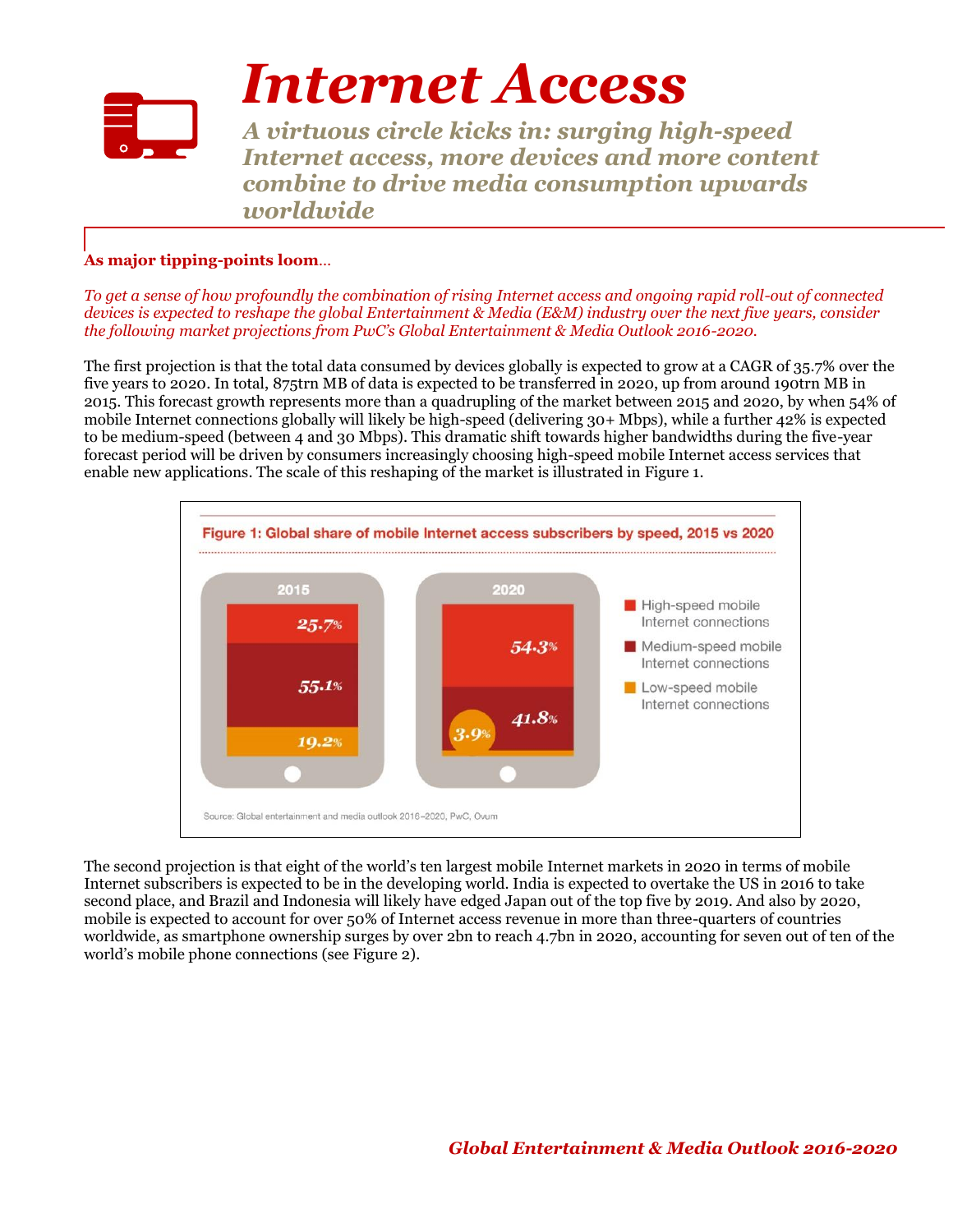# Internet Access

## *A virtuous circle kicks in: surging high-speed Internet access, more devices and more content combine to drive media consumption upwards worldwide*

**As major tipping-points loom**...

*To get a sense of how profoundly the combination of rising Internet access and ongoing rapid roll-out of connected devices is expected to reshape the global Entertainment & Media (E&M) industry over the next five years, consider the following market projections from PwC's Global Entertainment & Media Outlook 2016-2020.*

The first projection is that the total data consumed by devices globally is expected to grow at a CAGR of 35.7% over the five years to 2020. In total, 875trn MB of data is expected to be transferred in 2020, up from around 190trn MB in 2015. This forecast growth represents more than a quadrupling of the market between 2015 and 2020, by when 54% of mobile Internet connections globally will likely be high-speed (delivering 30+ Mbps), while a further 42% is expected to be medium-speed (between 4 and 30 Mbps). This dramatic shift towards higher bandwidths during the five-year forecast period will be driven by consumers increasingly choosing high-speed mobile Internet access services that enable new applications. The scale of this reshaping of the market is illustrated in Figure 1.

Figure 1: Global share of mobile Internet access subscribers by speed, 2015 vs 2020

2015
25.7%
55.1%
19.2%

2020
54.3%
41.8%
3.9%

High-speed mobile Internet connections
Medium-speed mobile Internet connections
Low-speed mobile Internet connections

Source: Global entertainment and media outlook 2016–2020, PwC, Ovum

The second projection is that eight of the world's ten largest mobile Internet markets in 2020 in terms of mobile Internet subscribers is expected to be in the developing world. India is expected to overtake the US in 2016 to take second place, and Brazil and Indonesia will likely have edged Japan out of the top five by 2019. And also by 2020, mobile is expected to account for over 50% of Internet access revenue in more than three-quarters of countries worldwide, as smartphone ownership surges by over 2bn to reach 4.7bn in 2020, accounting for seven out of ten of the world's mobile phone connections (see Figure 2).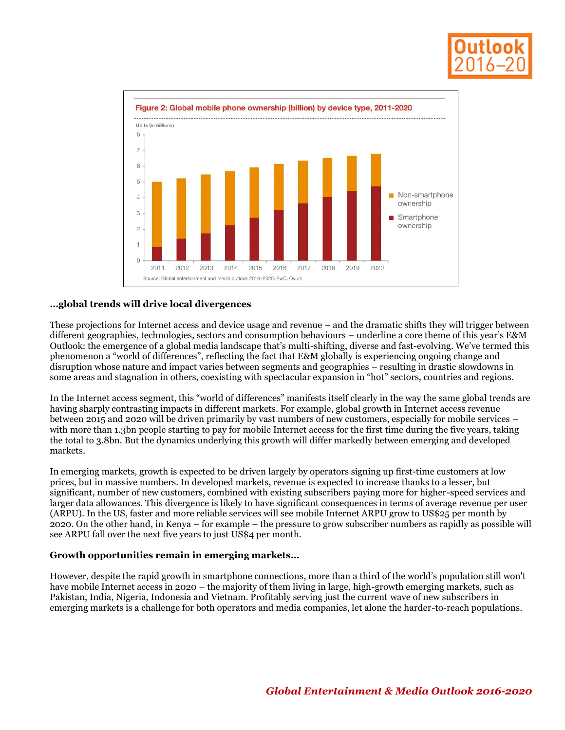Figure 2: Global mobile phone ownership (billion) by device type, 2011-2020

Units (in billions)

8
7
6
5
4
3
2
1
0

2011 2012 2013 2014 2015 2016 2017 2018 2019 2020

Non-smartphone ownership

Smartphone ownership

Source: Global entertainment and media outlook 2016–2020, PwC, Ovum

**…global trends will drive local divergences**

These projections for Internet access and device usage and revenue – and the dramatic shifts they will trigger between different geographies, technologies, sectors and consumption behaviours – underline a core theme of this year's E&M Outlook: the emergence of a global media landscape that's multi-shifting, diverse and fast-evolving. We've termed this phenomenon a "world of differences", reflecting the fact that E&M globally is experiencing ongoing change and disruption whose nature and impact varies between segments and geographies – resulting in drastic slowdowns in some areas and stagnation in others, coexisting with spectacular expansion in "hot" sectors, countries and regions.

In the Internet access segment, this "world of differences" manifests itself clearly in the way the same global trends are having sharply contrasting impacts in different markets. For example, global growth in Internet access revenue between 2015 and 2020 will be driven primarily by vast numbers of new customers, especially for mobile services – with more than 1.3bn people starting to pay for mobile Internet access for the first time during the five years, taking the total to 3.8bn. But the dynamics underlying this growth will differ markedly between emerging and developed markets.

In emerging markets, growth is expected to be driven largely by operators signing up first-time customers at low prices, but in massive numbers. In developed markets, revenue is expected to increase thanks to a lesser, but significant, number of new customers, combined with existing subscribers paying more for higher-speed services and larger data allowances. This divergence is likely to have significant consequences in terms of average revenue per user (ARPU). In the US, faster and more reliable services will see mobile Internet ARPU grow to US$25 per month by 2020. On the other hand, in Kenya – for example – the pressure to grow subscriber numbers as rapidly as possible will see ARPU fall over the next five years to just US$4 per month.

**Growth opportunities remain in emerging markets…**

However, despite the rapid growth in smartphone connections, more than a third of the world's population still won't have mobile Internet access in 2020 – the majority of them living in large, high-growth emerging markets, such as Pakistan, India, Nigeria, Indonesia and Vietnam. Profitably serving just the current wave of new subscribers in emerging markets is a challenge for both operators and media companies, let alone the harder-to-reach populations.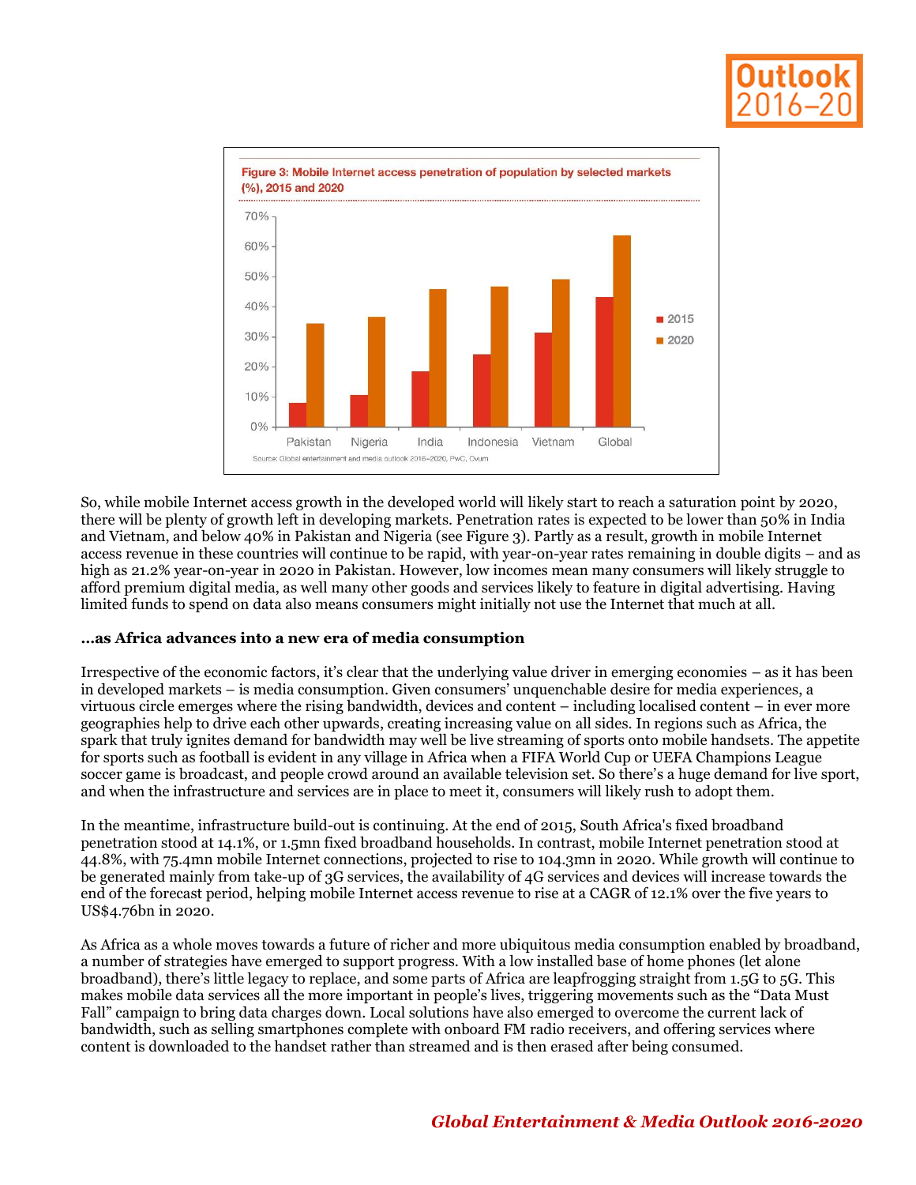Figure 3: Mobile Internet access penetration of population by selected markets (%), 2015 and 2020

70%
60%
50%
40%
30%
20%
10%
0%

Pakistan
Nigeria
India
Indonesia
Vietnam
Global

2015
2020

Source: Global entertainment and media outlook 2016–2020, PwC, Ovum

So, while mobile Internet access growth in the developed world will likely start to reach a saturation point by 2020, there will be plenty of growth left in developing markets. Penetration rates is expected to be lower than 50% in India and Vietnam, and below 40% in Pakistan and Nigeria (see Figure 3). Partly as a result, growth in mobile Internet access revenue in these countries will continue to be rapid, with year-on-year rates remaining in double digits – and as high as 21.2% year-on-year in 2020 in Pakistan. However, low incomes mean many consumers will likely struggle to afford premium digital media, as well many other goods and services likely to feature in digital advertising. Having limited funds to spend on data also means consumers might initially not use the Internet that much at all.

**...as Africa advances into a new era of media consumption**

Irrespective of the economic factors, it's clear that the underlying value driver in emerging economies – as it has been in developed markets – is media consumption. Given consumers' unquenchable desire for media experiences, a virtuous circle emerges where the rising bandwidth, devices and content – including localised content – in ever more geographies help to drive each other upwards, creating increasing value on all sides. In regions such as Africa, the spark that truly ignites demand for bandwidth may well be live streaming of sports onto mobile handsets. The appetite for sports such as football is evident in any village in Africa when a FIFA World Cup or UEFA Champions League soccer game is broadcast, and people crowd around an available television set. So there's a huge demand for live sport, and when the infrastructure and services are in place to meet it, consumers will likely rush to adopt them.

In the meantime, infrastructure build-out is continuing. At the end of 2015, South Africa's fixed broadband penetration stood at 14.1%, or 1.5mn fixed broadband households. In contrast, mobile Internet penetration stood at 44.8%, with 75.4mn mobile Internet connections, projected to rise to 104.3mn in 2020. While growth will continue to be generated mainly from take-up of 3G services, the availability of 4G services and devices will increase towards the end of the forecast period, helping mobile Internet access revenue to rise at a CAGR of 12.1% over the five years to US$4.76bn in 2020.

As Africa as a whole moves towards a future of richer and more ubiquitous media consumption enabled by broadband, a number of strategies have emerged to support progress. With a low installed base of home phones (let alone broadband), there's little legacy to replace, and some parts of Africa are leapfrogging straight from 1.5G to 5G. This makes mobile data services all the more important in people's lives, triggering movements such as the "Data Must Fall" campaign to bring data charges down. Local solutions have also emerged to overcome the current lack of bandwidth, such as selling smartphones complete with onboard FM radio receivers, and offering services where content is downloaded to the handset rather than streamed and is then erased after being consumed.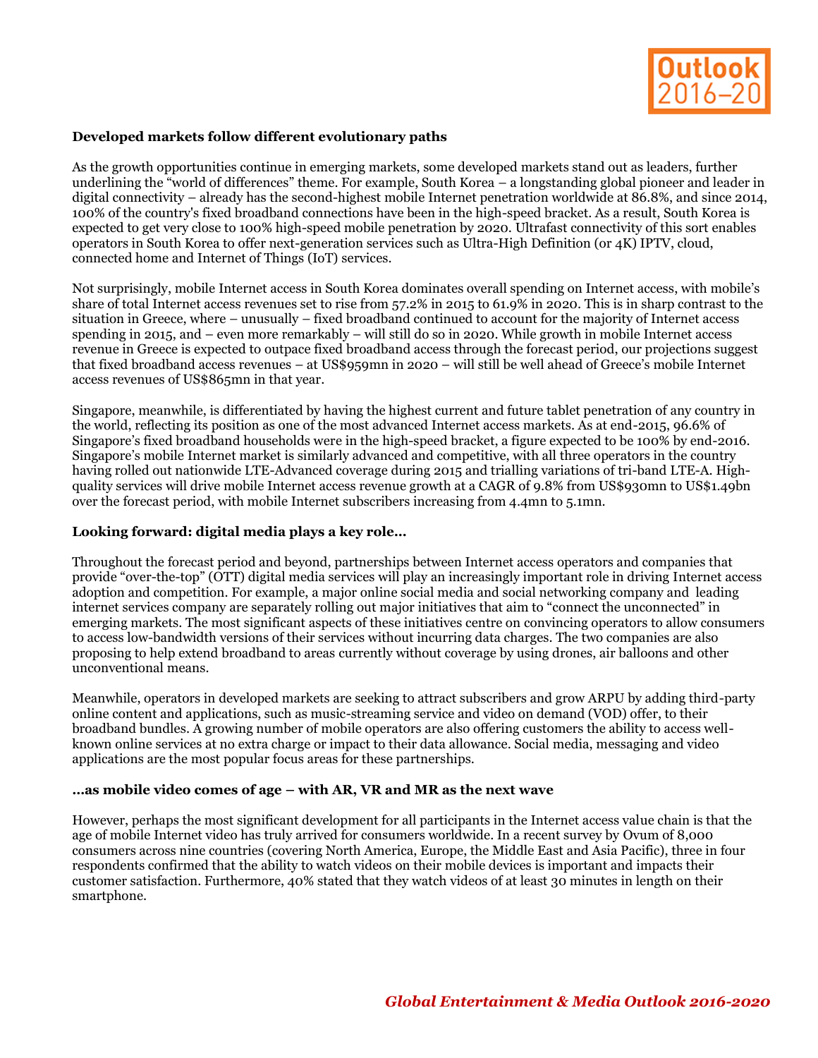### Developed markets follow different evolutionary paths

As the growth opportunities continue in emerging markets, some developed markets stand out as leaders, further underlining the "world of differences" theme. For example, South Korea – a longstanding global pioneer and leader in digital connectivity – already has the second-highest mobile Internet penetration worldwide at 86.8%, and since 2014, 100% of the country's fixed broadband connections have been in the high-speed bracket. As a result, South Korea is expected to get very close to 100% high-speed mobile penetration by 2020. Ultrafast connectivity of this sort enables operators in South Korea to offer next-generation services such as Ultra-High Definition (or 4K) IPTV, cloud, connected home and Internet of Things (IoT) services.

Not surprisingly, mobile Internet access in South Korea dominates overall spending on Internet access, with mobile's share of total Internet access revenues set to rise from 57.2% in 2015 to 61.9% in 2020. This is in sharp contrast to the situation in Greece, where – unusually – fixed broadband continued to account for the majority of Internet access spending in 2015, and – even more remarkably – will still do so in 2020. While growth in mobile Internet access revenue in Greece is expected to outpace fixed broadband access through the forecast period, our projections suggest that fixed broadband access revenues – at US$959mn in 2020 – will still be well ahead of Greece's mobile Internet access revenues of US$865mn in that year.

Singapore, meanwhile, is differentiated by having the highest current and future tablet penetration of any country in the world, reflecting its position as one of the most advanced Internet access markets. As at end-2015, 96.6% of Singapore's fixed broadband households were in the high-speed bracket, a figure expected to be 100% by end-2016. Singapore's mobile Internet market is similarly advanced and competitive, with all three operators in the country having rolled out nationwide LTE-Advanced coverage during 2015 and trialling variations of tri-band LTE-A. High-quality services will drive mobile Internet access revenue growth at a CAGR of 9.8% from US$930mn to US$1.49bn over the forecast period, with mobile Internet subscribers increasing from 4.4mn to 5.1mn.

### Looking forward: digital media plays a key role…

Throughout the forecast period and beyond, partnerships between Internet access operators and companies that provide "over-the-top" (OTT) digital media services will play an increasingly important role in driving Internet access adoption and competition. For example, a major online social media and social networking company and leading internet services company are separately rolling out major initiatives that aim to "connect the unconnected" in emerging markets. The most significant aspects of these initiatives centre on convincing operators to allow consumers to access low-bandwidth versions of their services without incurring data charges. The two companies are also proposing to help extend broadband to areas currently without coverage by using drones, air balloons and other unconventional means.

Meanwhile, operators in developed markets are seeking to attract subscribers and grow ARPU by adding third-party online content and applications, such as music-streaming service and video on demand (VOD) offer, to their broadband bundles. A growing number of mobile operators are also offering customers the ability to access well-known online services at no extra charge or impact to their data allowance. Social media, messaging and video applications are the most popular focus areas for these partnerships.

### …as mobile video comes of age – with AR, VR and MR as the next wave

However, perhaps the most significant development for all participants in the Internet access value chain is that the age of mobile Internet video has truly arrived for consumers worldwide. In a recent survey by Ovum of 8,000 consumers across nine countries (covering North America, Europe, the Middle East and Asia Pacific), three in four respondents confirmed that the ability to watch videos on their mobile devices is important and impacts their customer satisfaction. Furthermore, 40% stated that they watch videos of at least 30 minutes in length on their smartphone.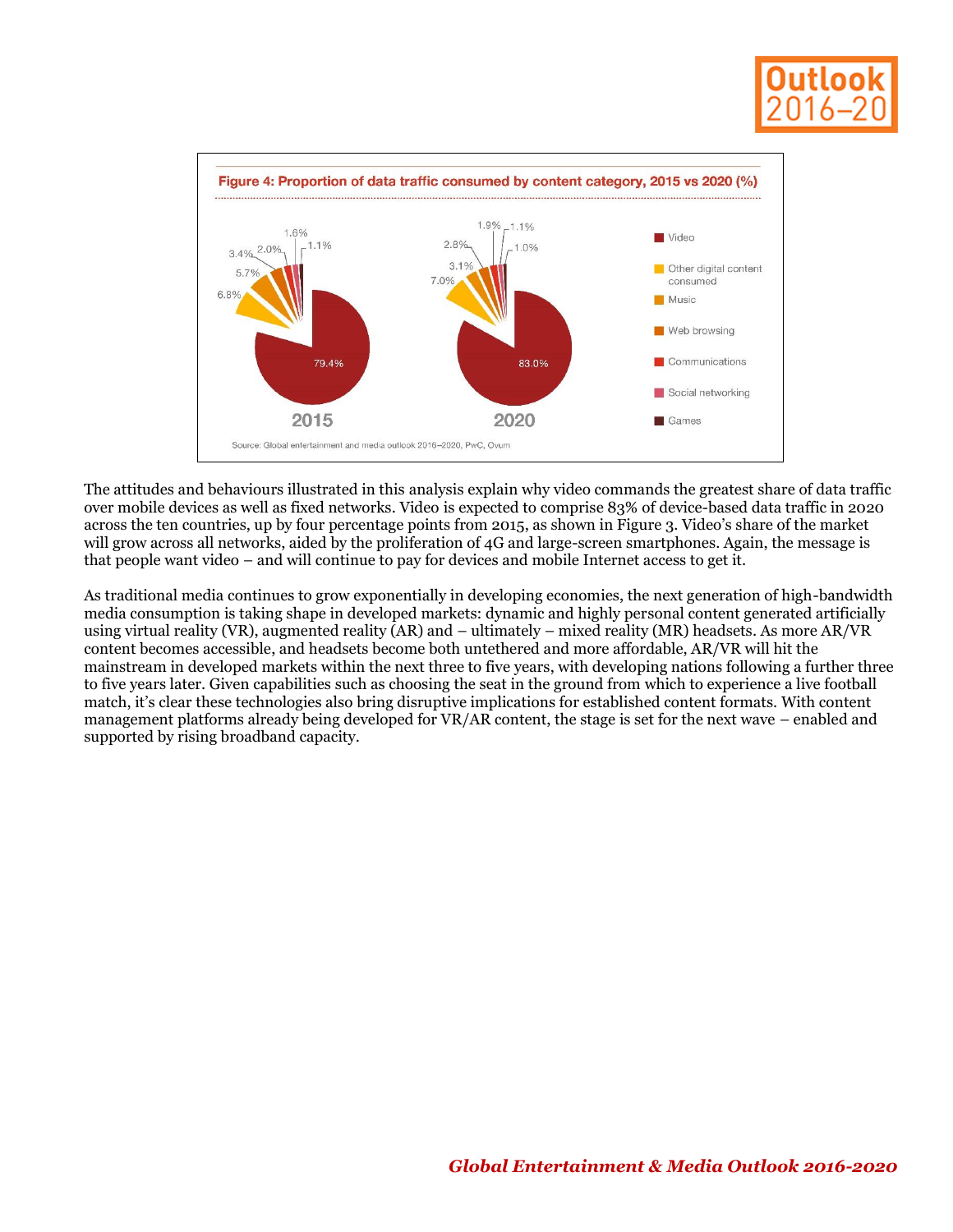**Figure 4: Proportion of data traffic consumed by content category, 2015 vs 2020 (%)**

2015

79.4%
6.8%
5.7%
3.4%
2.0%
1.6%
1.1%

2020

83.0%
7.0%
3.1%
2.8%
1.9%
1.1%
1.0%

Video
Other digital content consumed
Music
Web browsing
Communications
Social networking
Games

Source: Global entertainment and media outlook 2016–2020, PwC, Ovum

The attitudes and behaviours illustrated in this analysis explain why video commands the greatest share of data traffic over mobile devices as well as fixed networks. Video is expected to comprise 83% of device-based data traffic in 2020 across the ten countries, up by four percentage points from 2015, as shown in Figure 3. Video's share of the market will grow across all networks, aided by the proliferation of 4G and large-screen smartphones. Again, the message is that people want video – and will continue to pay for devices and mobile Internet access to get it.

As traditional media continues to grow exponentially in developing economies, the next generation of high-bandwidth media consumption is taking shape in developed markets: dynamic and highly personal content generated artificially using virtual reality (VR), augmented reality (AR) and – ultimately – mixed reality (MR) headsets. As more AR/VR content becomes accessible, and headsets become both untethered and more affordable, AR/VR will hit the mainstream in developed markets within the next three to five years, with developing nations following a further three to five years later. Given capabilities such as choosing the seat in the ground from which to experience a live football match, it's clear these technologies also bring disruptive implications for established content formats. With content management platforms already being developed for VR/AR content, the stage is set for the next wave – enabled and supported by rising broadband capacity.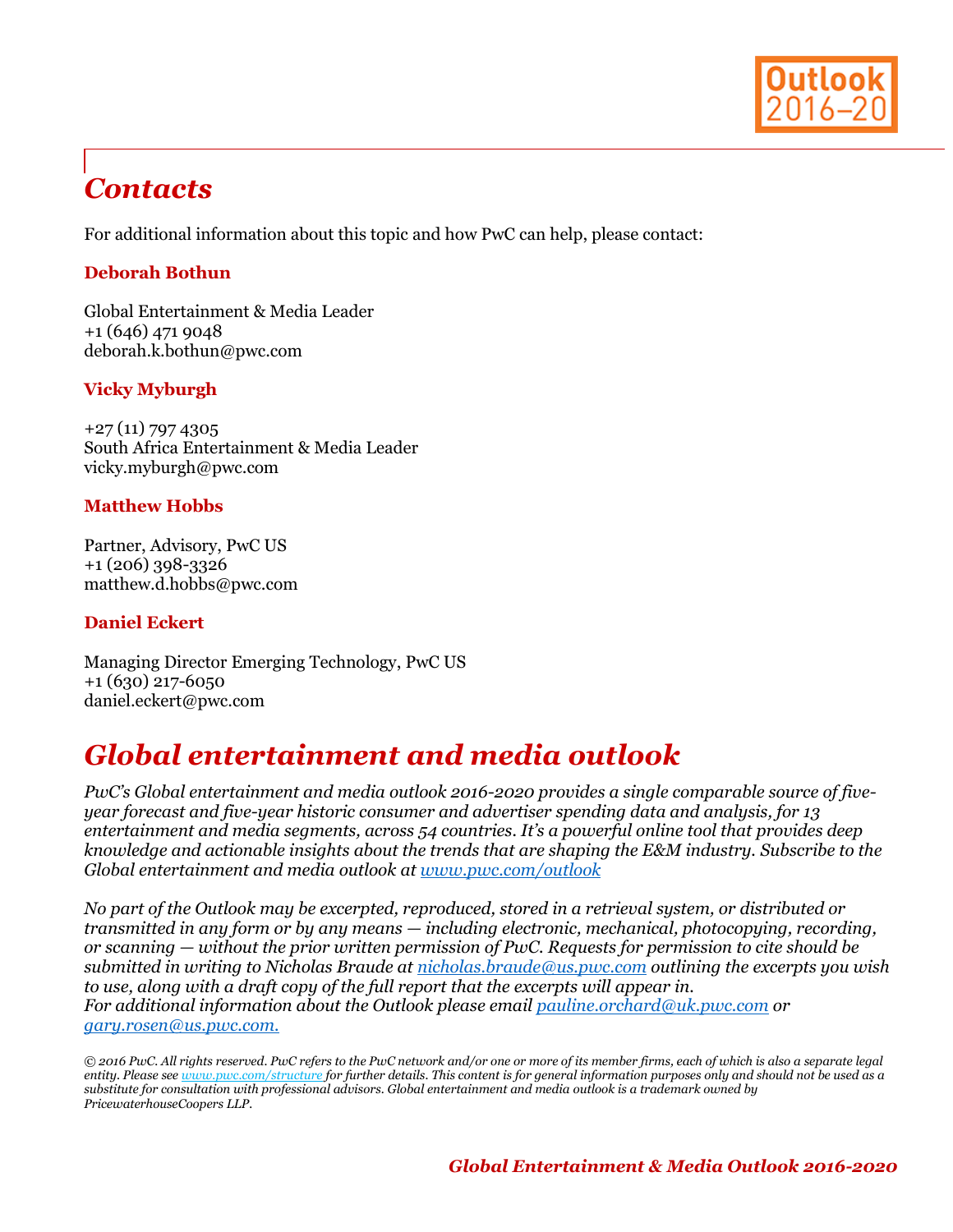## Contacts

For additional information about this topic and how PwC can help, please contact:

**Deborah Bothun**

Global Entertainment & Media Leader
+1 (646) 471 9048
deborah.k.bothun@pwc.com

**Vicky Myburgh**

+27 (11) 797 4305
South Africa Entertainment & Media Leader
vicky.myburgh@pwc.com

**Matthew Hobbs**

Partner, Advisory, PwC US
+1 (206) 398-3326
matthew.d.hobbs@pwc.com

**Daniel Eckert**

Managing Director Emerging Technology, PwC US
+1 (630) 217-6050
daniel.eckert@pwc.com

## Global entertainment and media outlook

*PwC's Global entertainment and media outlook 2016-2020 provides a single comparable source of five-year forecast and five-year historic consumer and advertiser spending data and analysis, for 13 entertainment and media segments, across 54 countries. It's a powerful online tool that provides deep knowledge and actionable insights about the trends that are shaping the E&M industry. Subscribe to the Global entertainment and media outlook at www.pwc.com/outlook*

*No part of the Outlook may be excerpted, reproduced, stored in a retrieval system, or distributed or transmitted in any form or by any means — including electronic, mechanical, photocopying, recording, or scanning — without the prior written permission of PwC. Requests for permission to cite should be submitted in writing to Nicholas Braude at nicholas.braude@us.pwc.com outlining the excerpts you wish to use, along with a draft copy of the full report that the excerpts will appear in.*
*For additional information about the Outlook please email pauline.orchard@uk.pwc.com or gary.rosen@us.pwc.com.*

*© 2016 PwC. All rights reserved. PwC refers to the PwC network and/or one or more of its member firms, each of which is also a separate legal entity. Please see www.pwc.com/structure for further details. This content is for general information purposes only and should not be used as a substitute for consultation with professional advisors. Global entertainment and media outlook is a trademark owned by PricewaterhouseCoopers LLP.*